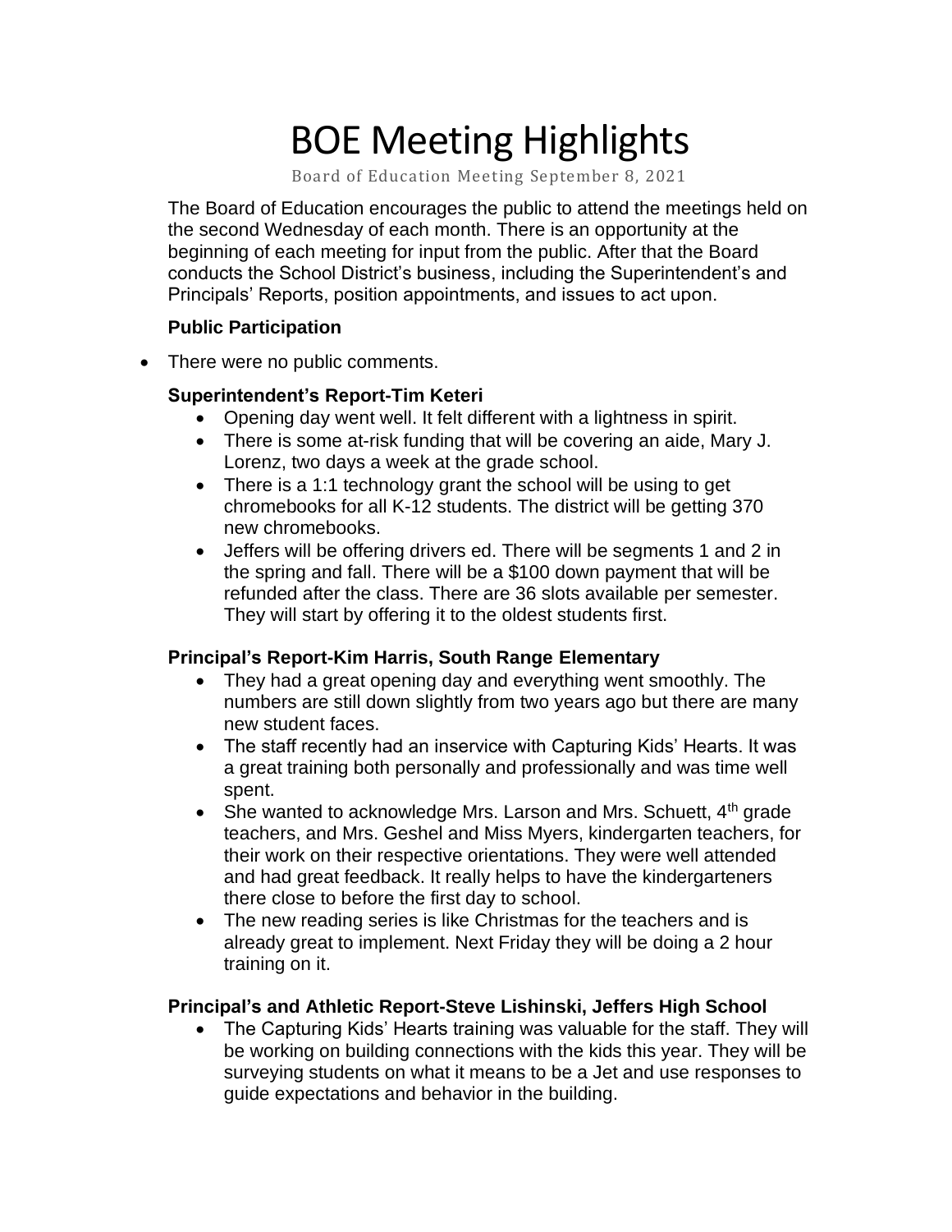# BOE Meeting Highlights

Board of Education Meeting September 8, 2021

The Board of Education encourages the public to attend the meetings held on the second Wednesday of each month. There is an opportunity at the beginning of each meeting for input from the public. After that the Board conducts the School District's business, including the Superintendent's and Principals' Reports, position appointments, and issues to act upon.

**Public Participation**

- There were no public comments.

**Superintendent's Report-Tim Keteri**

- Opening day went well. It felt different with a lightness in spirit.
- There is some at-risk funding that will be covering an aide, Mary J. Lorenz, two days a week at the grade school.
- There is a 1:1 technology grant the school will be using to get chromebooks for all K-12 students. The district will be getting 370 new chromebooks.
- Jeffers will be offering drivers ed. There will be segments 1 and 2 in the spring and fall. There will be a $100 down payment that will be refunded after the class. There are 36 slots available per semester. They will start by offering it to the oldest students first.

**Principal's Report-Kim Harris, South Range Elementary**

- They had a great opening day and everything went smoothly. The numbers are still down slightly from two years ago but there are many new student faces.
- The staff recently had an inservice with Capturing Kids' Hearts. It was a great training both personally and professionally and was time well spent.
- She wanted to acknowledge Mrs. Larson and Mrs. Schuett, 4th grade teachers, and Mrs. Geshel and Miss Myers, kindergarten teachers, for their work on their respective orientations. They were well attended and had great feedback. It really helps to have the kindergarteners there close to before the first day to school.
- The new reading series is like Christmas for the teachers and is already great to implement. Next Friday they will be doing a 2 hour training on it.

**Principal's and Athletic Report-Steve Lishinski, Jeffers High School**

- The Capturing Kids' Hearts training was valuable for the staff. They will be working on building connections with the kids this year. They will be surveying students on what it means to be a Jet and use responses to guide expectations and behavior in the building.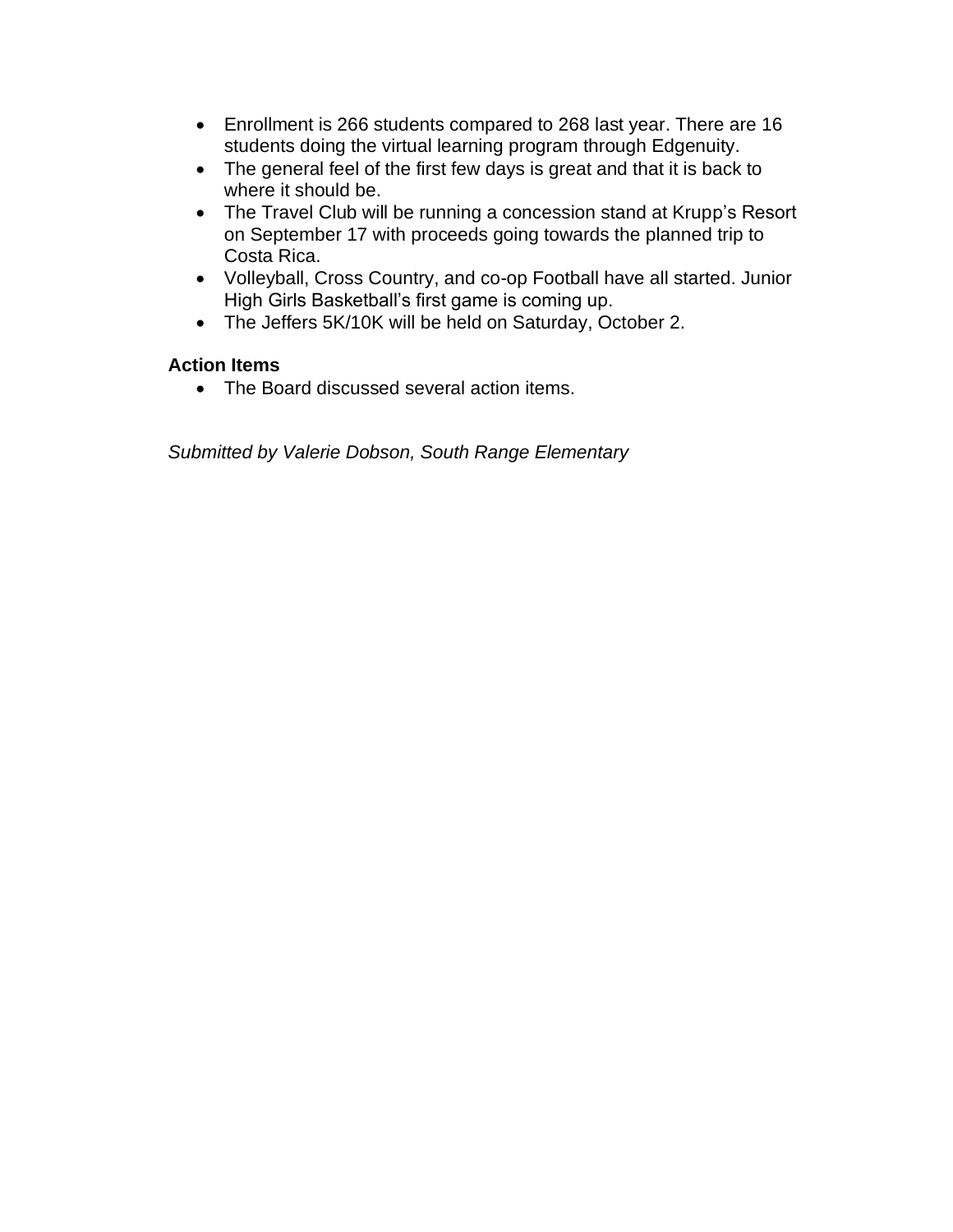- Enrollment is 266 students compared to 268 last year. There are 16 students doing the virtual learning program through Edgenuity.
- The general feel of the first few days is great and that it is back to where it should be.
- The Travel Club will be running a concession stand at Krupp's Resort on September 17 with proceeds going towards the planned trip to Costa Rica.
- Volleyball, Cross Country, and co-op Football have all started. Junior High Girls Basketball's first game is coming up.
- The Jeffers 5K/10K will be held on Saturday, October 2.

**Action Items**

- The Board discussed several action items.

*Submitted by Valerie Dobson, South Range Elementary*